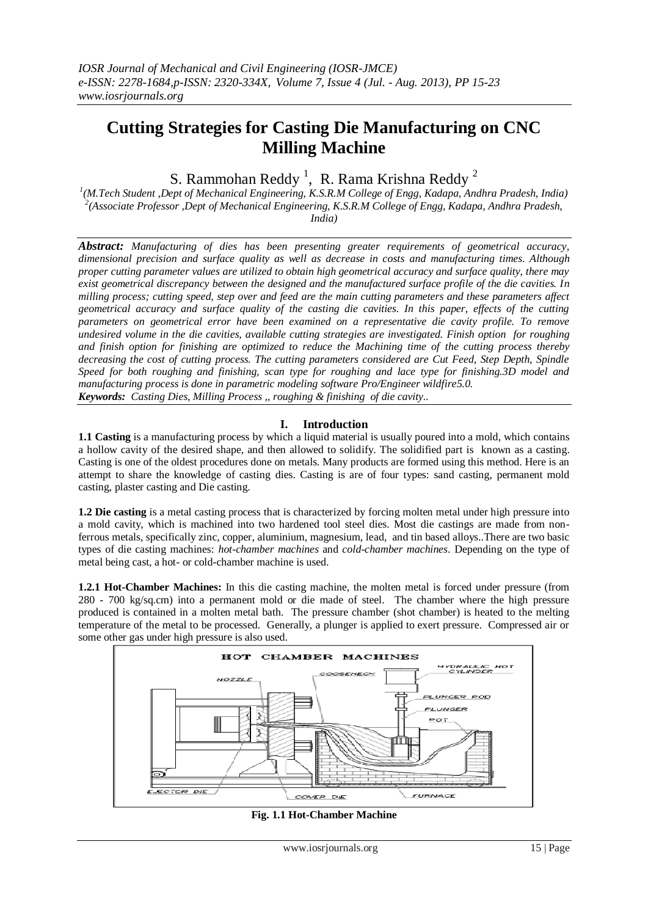# Cutting Strategies for Casting Die Manufacturing on CNC Milling Machine

S. Rammohan Reddy [1], R. Rama Krishna Reddy [2]

[1](M.Tech Student ,Dept of Mechanical Engineering, K.S.R.M College of Engg, Kadapa, Andhra Pradesh, India)
[2](Associate Professor ,Dept of Mechanical Engineering, K.S.R.M College of Engg, Kadapa, Andhra Pradesh, India)

***Abstract:*** *Manufacturing of dies has been presenting greater requirements of geometrical accuracy, dimensional precision and surface quality as well as decrease in costs and manufacturing times. Although proper cutting parameter values are utilized to obtain high geometrical accuracy and surface quality, there may exist geometrical discrepancy between the designed and the manufactured surface profile of the die cavities. In milling process; cutting speed, step over and feed are the main cutting parameters and these parameters affect geometrical accuracy and surface quality of the casting die cavities. In this paper, effects of the cutting parameters on geometrical error have been examined on a representative die cavity profile. To remove undesired volume in the die cavities, available cutting strategies are investigated. Finish option for roughing and finish option for finishing are optimized to reduce the Machining time of the cutting process thereby decreasing the cost of cutting process. The cutting parameters considered are Cut Feed, Step Depth, Spindle Speed for both roughing and finishing, scan type for roughing and lace type for finishing.3D model and manufacturing process is done in parametric modeling software Pro/Engineer wildfire5.0.*

***Keywords:*** *Casting Dies, Milling Process ,, roughing & finishing of die cavity..*

## I. Introduction

**1.1 Casting** is a manufacturing process by which a liquid material is usually poured into a mold, which contains a hollow cavity of the desired shape, and then allowed to solidify. The solidified part is known as a casting. Casting is one of the oldest procedures done on metals. Many products are formed using this method. Here is an attempt to share the knowledge of casting dies. Casting is are of four types: sand casting, permanent mold casting, plaster casting and Die casting.

**1.2 Die casting** is a metal casting process that is characterized by forcing molten metal under high pressure into a mold cavity, which is machined into two hardened tool steel dies. Most die castings are made from non-ferrous metals, specifically zinc, copper, aluminium, magnesium, lead, and tin based alloys..There are two basic types of die casting machines: *hot-chamber machines* and *cold-chamber machines*. Depending on the type of metal being cast, a hot- or cold-chamber machine is used.

**1.2.1 Hot-Chamber Machines:** In this die casting machine, the molten metal is forced under pressure (from 280 - 700 kg/sq.cm) into a permanent mold or die made of steel. The chamber where the high pressure produced is contained in a molten metal bath. The pressure chamber (shot chamber) is heated to the melting temperature of the metal to be processed. Generally, a plunger is applied to exert pressure. Compressed air or some other gas under high pressure is also used.

HOT CHAMBER MACHINES
NOZZLE
GOOSENECK
HYDRAULIC HOT CYLINDER
PLUNGER ROD
PLUNGER
POT
EJECTOR DIE
COVER DIE
FURNACE

**Fig. 1.1 Hot-Chamber Machine**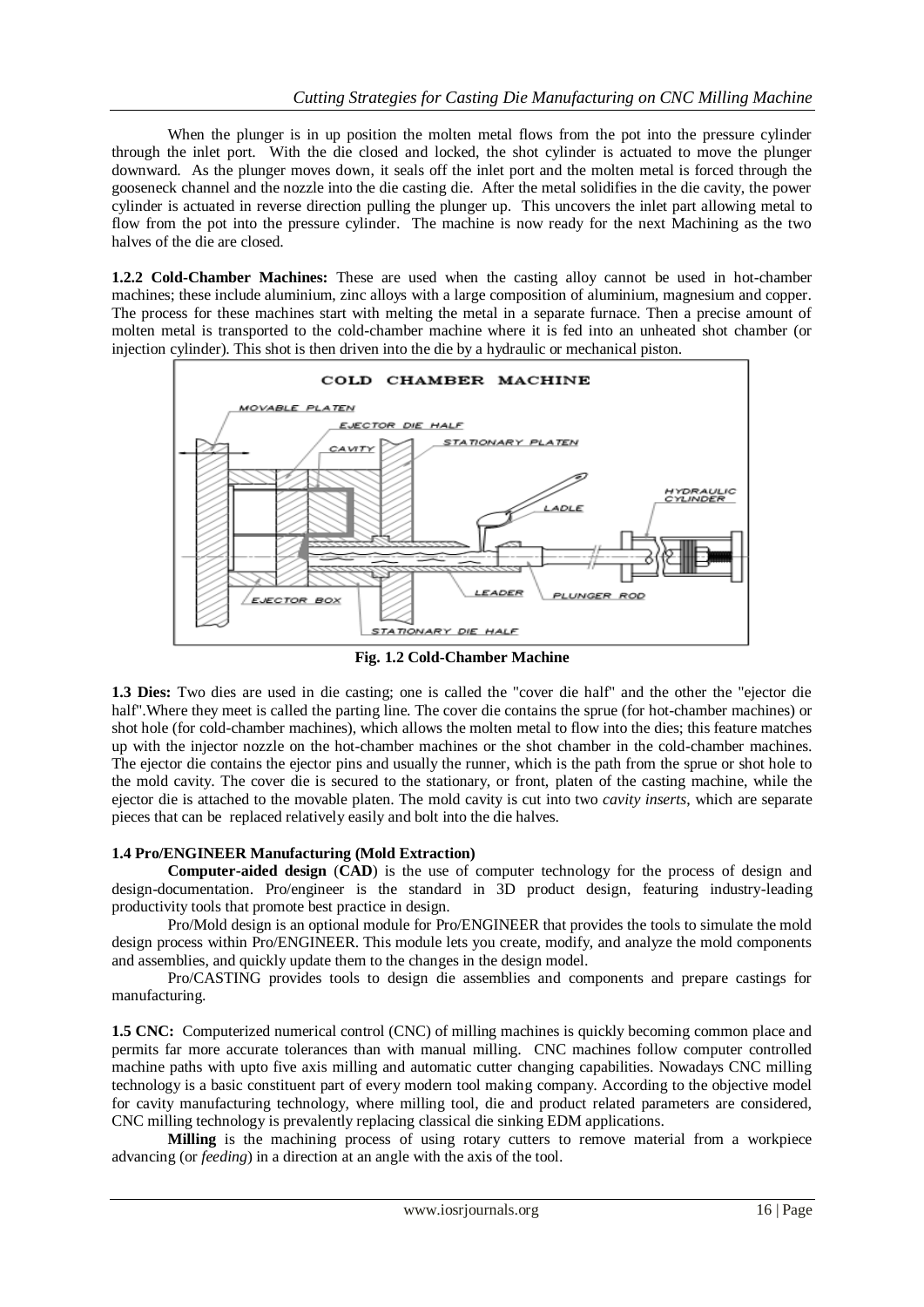When the plunger is in up position the molten metal flows from the pot into the pressure cylinder through the inlet port. With the die closed and locked, the shot cylinder is actuated to move the plunger downward. As the plunger moves down, it seals off the inlet port and the molten metal is forced through the gooseneck channel and the nozzle into the die casting die. After the metal solidifies in the die cavity, the power cylinder is actuated in reverse direction pulling the plunger up. This uncovers the inlet part allowing metal to flow from the pot into the pressure cylinder. The machine is now ready for the next Machining as the two halves of the die are closed.

**1.2.2 Cold-Chamber Machines:** These are used when the casting alloy cannot be used in hot-chamber machines; these include aluminium, zinc alloys with a large composition of aluminium, magnesium and copper. The process for these machines start with melting the metal in a separate furnace. Then a precise amount of molten metal is transported to the cold-chamber machine where it is fed into an unheated shot chamber (or injection cylinder). This shot is then driven into the die by a hydraulic or mechanical piston.

COLD CHAMBER MACHINE

MOVABLE PLATEN
EJECTOR DIE HALF
CAVITY
STATIONARY PLATEN
LADLE
HYDRAULIC CYLINDER
EJECTOR BOX
LEADER
PLUNGER ROD
STATIONARY DIE HALF

**Fig. 1.2 Cold-Chamber Machine**

**1.3 Dies:** Two dies are used in die casting; one is called the "cover die half" and the other the "ejector die half".Where they meet is called the parting line. The cover die contains the sprue (for hot-chamber machines) or shot hole (for cold-chamber machines), which allows the molten metal to flow into the dies; this feature matches up with the injector nozzle on the hot-chamber machines or the shot chamber in the cold-chamber machines. The ejector die contains the ejector pins and usually the runner, which is the path from the sprue or shot hole to the mold cavity. The cover die is secured to the stationary, or front, platen of the casting machine, while the ejector die is attached to the movable platen. The mold cavity is cut into two *cavity inserts*, which are separate pieces that can be replaced relatively easily and bolt into the die halves.

**1.4 Pro/ENGINEER Manufacturing (Mold Extraction)**

**Computer-aided design** (**CAD**) is the use of computer technology for the process of design and design-documentation. Pro/engineer is the standard in 3D product design, featuring industry-leading productivity tools that promote best practice in design.

Pro/Mold design is an optional module for Pro/ENGINEER that provides the tools to simulate the mold design process within Pro/ENGINEER. This module lets you create, modify, and analyze the mold components and assemblies, and quickly update them to the changes in the design model.

Pro/CASTING provides tools to design die assemblies and components and prepare castings for manufacturing.

**1.5 CNC:** Computerized numerical control (CNC) of milling machines is quickly becoming common place and permits far more accurate tolerances than with manual milling. CNC machines follow computer controlled machine paths with upto five axis milling and automatic cutter changing capabilities. Nowadays CNC milling technology is a basic constituent part of every modern tool making company. According to the objective model for cavity manufacturing technology, where milling tool, die and product related parameters are considered, CNC milling technology is prevalently replacing classical die sinking EDM applications.

**Milling** is the machining process of using rotary cutters to remove material from a workpiece advancing (or *feeding*) in a direction at an angle with the axis of the tool.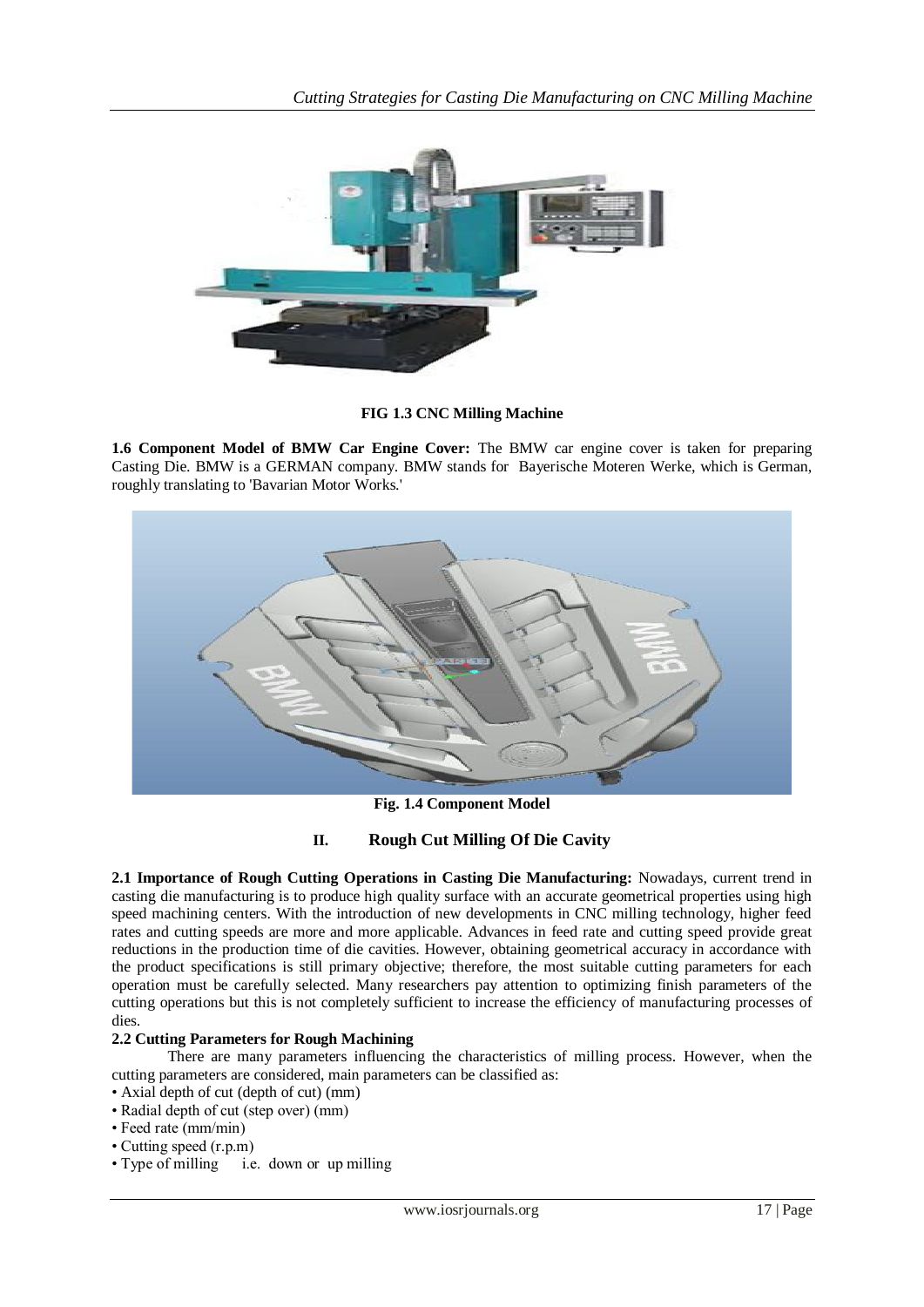FIG 1.3 CNC Milling Machine

**1.6 Component Model of BMW Car Engine Cover:** The BMW car engine cover is taken for preparing Casting Die. BMW is a GERMAN company. BMW stands for Bayerische Moteren Werke, which is German, roughly translating to 'Bavarian Motor Works.'

**Fig. 1.4 Component Model**

## II. Rough Cut Milling Of Die Cavity

**2.1 Importance of Rough Cutting Operations in Casting Die Manufacturing:** Nowadays, current trend in casting die manufacturing is to produce high quality surface with an accurate geometrical properties using high speed machining centers. With the introduction of new developments in CNC milling technology, higher feed rates and cutting speeds are more and more applicable. Advances in feed rate and cutting speed provide great reductions in the production time of die cavities. However, obtaining geometrical accuracy in accordance with the product specifications is still primary objective; therefore, the most suitable cutting parameters for each operation must be carefully selected. Many researchers pay attention to optimizing finish parameters of the cutting operations but this is not completely sufficient to increase the efficiency of manufacturing processes of dies.

**2.2 Cutting Parameters for Rough Machining**

There are many parameters influencing the characteristics of milling process. However, when the cutting parameters are considered, main parameters can be classified as:

- Axial depth of cut (depth of cut) (mm)
- Radial depth of cut (step over) (mm)
- Feed rate (mm/min)
- Cutting speed (r.p.m)
- Type of milling i.e. down or up milling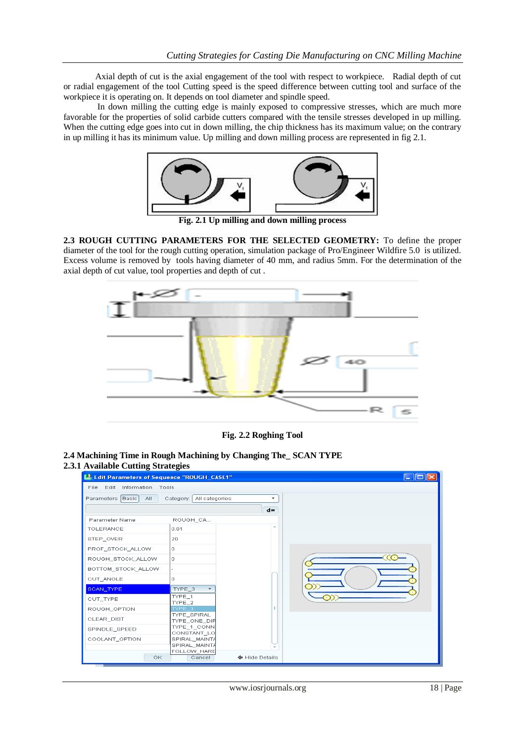Axial depth of cut is the axial engagement of the tool with respect to workpiece. Radial depth of cut or radial engagement of the tool Cutting speed is the speed difference between cutting tool and surface of the workpiece it is operating on. It depends on tool diameter and spindle speed.

In down milling the cutting edge is mainly exposed to compressive stresses, which are much more favorable for the properties of solid carbide cutters compared with the tensile stresses developed in up milling. When the cutting edge goes into cut in down milling, the chip thickness has its maximum value; on the contrary in up milling it has its minimum value. Up milling and down milling process are represented in fig 2.1.

**Fig. 2.1 Up milling and down milling process**

**2.3 ROUGH CUTTING PARAMETERS FOR THE SELECTED GEOMETRY:** To define the proper diameter of the tool for the rough cutting operation, simulation package of Pro/Engineer Wildfire 5.0 is utilized. Excess volume is removed by tools having diameter of 40 mm, and radius 5mm. For the determination of the axial depth of cut value, tool properties and depth of cut .

**Fig. 2.2 Roghing Tool**

**2.4 Machining Time in Rough Machining by Changing The_ SCAN TYPE**

**2.3.1 Available Cutting Strategies**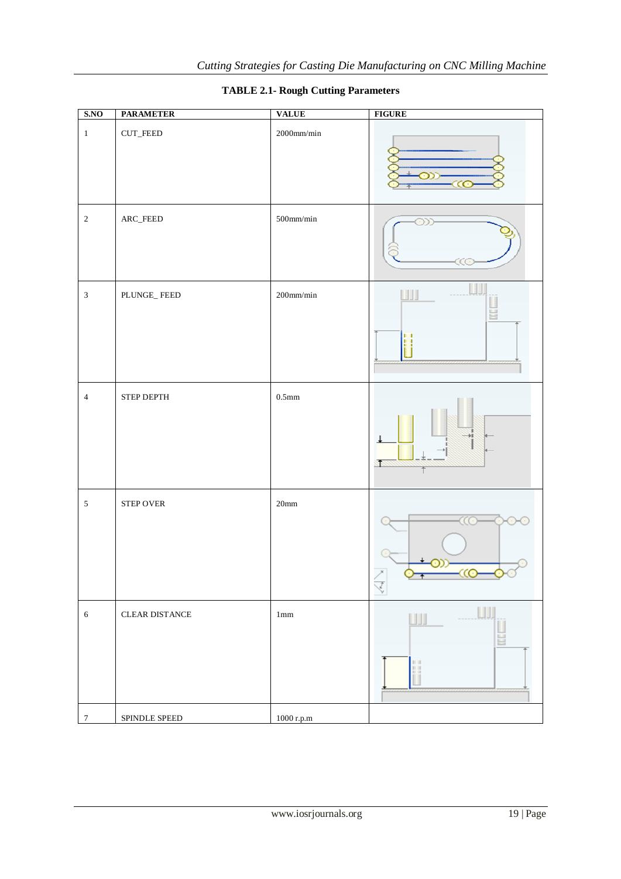**TABLE 2.1- Rough Cutting Parameters**

| S.NO | PARAMETER | VALUE | FIGURE |
|---|---|---|---|
| 1 | CUT_FEED | 2000mm/min | |
| 2 | ARC_FEED | 500mm/min | |
| 3 | PLUNGE_ FEED | 200mm/min | |
| 4 | STEP DEPTH | 0.5mm | |
| 5 | STEP OVER | 20mm | |
| 6 | CLEAR DISTANCE | 1mm | |
| 7 | SPINDLE SPEED | 1000 r.p.m | |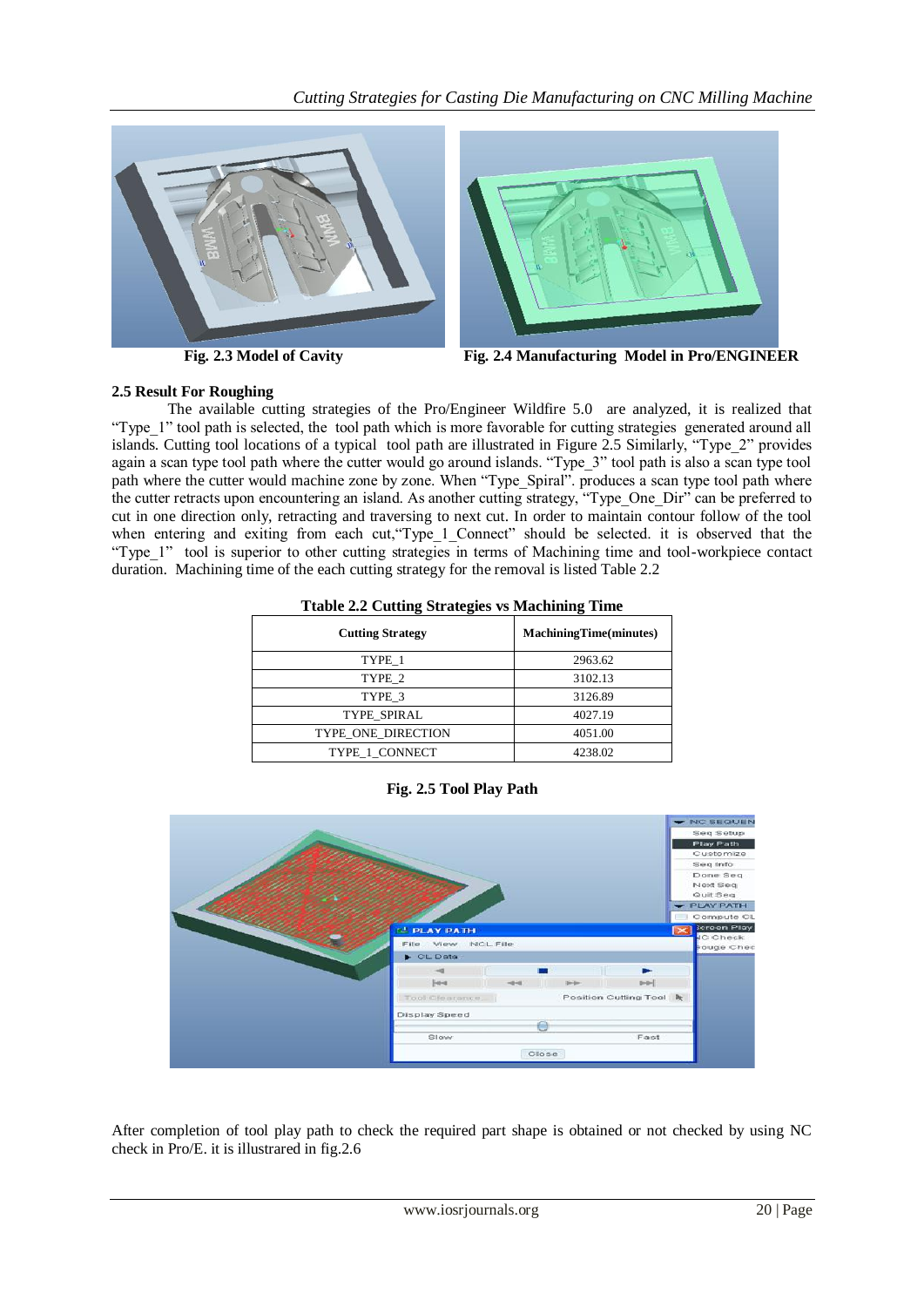Fig. 2.3 Model of Cavity

Fig. 2.4 Manufacturing Model in Pro/ENGINEER

### 2.5 Result For Roughing

The available cutting strategies of the Pro/Engineer Wildfire 5.0 are analyzed, it is realized that "Type_1" tool path is selected, the tool path which is more favorable for cutting strategies generated around all islands. Cutting tool locations of a typical tool path are illustrated in Figure 2.5 Similarly, "Type_2" provides again a scan type tool path where the cutter would go around islands. "Type_3" tool path is also a scan type tool path where the cutter would machine zone by zone. When "Type_Spiral". produces a scan type tool path where the cutter retracts upon encountering an island. As another cutting strategy, "Type_One_Dir" can be preferred to cut in one direction only, retracting and traversing to next cut. In order to maintain contour follow of the tool when entering and exiting from each cut,"Type_1_Connect" should be selected. it is observed that the "Type_1" tool is superior to other cutting strategies in terms of Machining time and tool-workpiece contact duration. Machining time of the each cutting strategy for the removal is listed Table 2.2

**Ttable 2.2 Cutting Strategies vs Machining Time**

| Cutting Strategy | MachiningTime(minutes) |
|---|---|
| TYPE_1 | 2963.62 |
| TYPE_2 | 3102.13 |
| TYPE_3 | 3126.89 |
| TYPE_SPIRAL | 4027.19 |
| TYPE_ONE_DIRECTION | 4051.00 |
| TYPE_1_CONNECT | 4238.02 |

**Fig. 2.5 Tool Play Path**

After completion of tool play path to check the required part shape is obtained or not checked by using NC check in Pro/E. it is illustrared in fig.2.6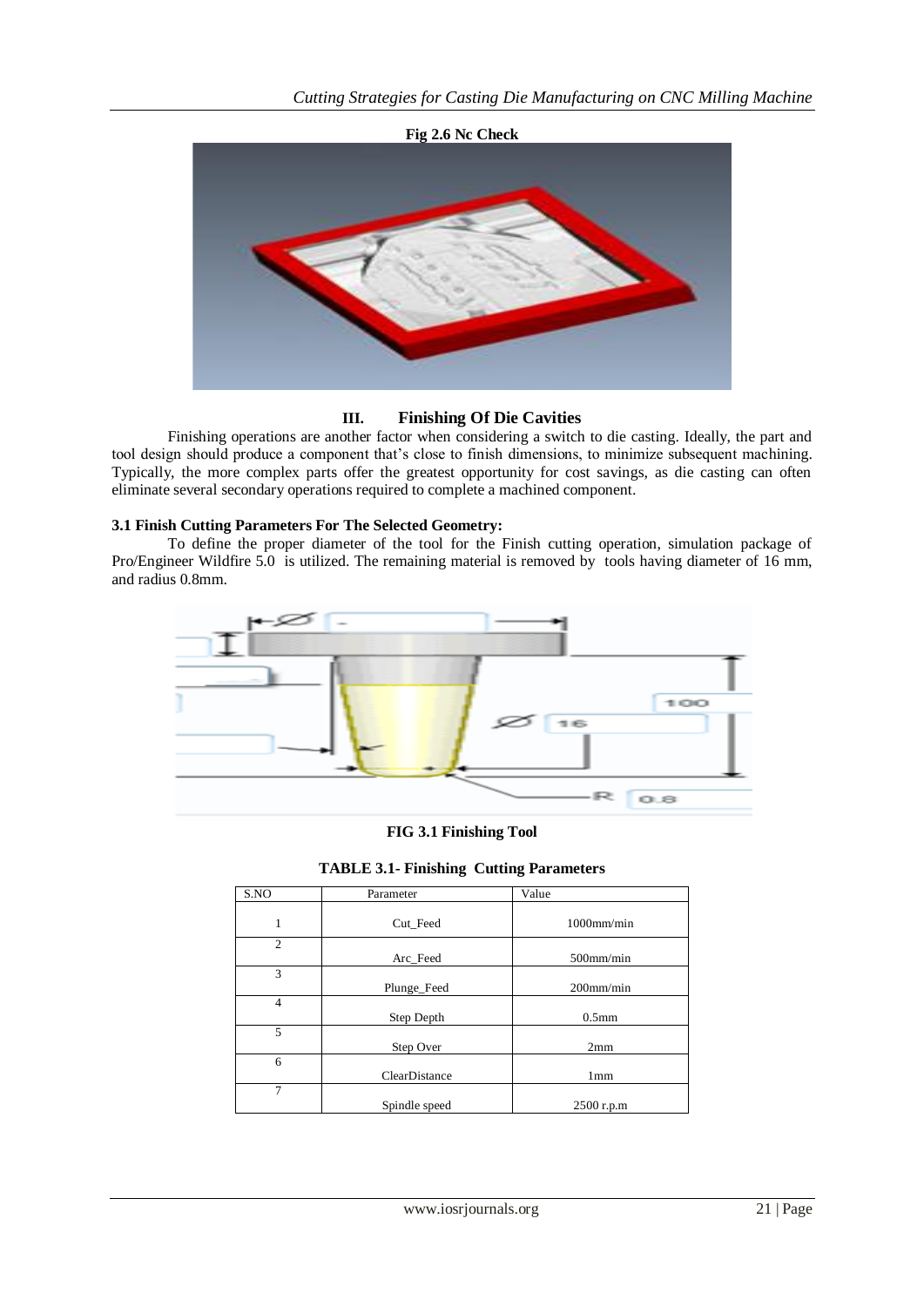**Fig 2.6 Nc Check**

## III. Finishing Of Die Cavities

Finishing operations are another factor when considering a switch to die casting. Ideally, the part and tool design should produce a component that's close to finish dimensions, to minimize subsequent machining. Typically, the more complex parts offer the greatest opportunity for cost savings, as die casting can often eliminate several secondary operations required to complete a machined component.

### 3.1 Finish Cutting Parameters For The Selected Geometry:

To define the proper diameter of the tool for the Finish cutting operation, simulation package of Pro/Engineer Wildfire 5.0 is utilized. The remaining material is removed by tools having diameter of 16 mm, and radius 0.8mm.

**FIG 3.1 Finishing Tool**

**TABLE 3.1- Finishing Cutting Parameters**

| S.NO | Parameter | Value |
|---|---|---|
| 1 | Cut_Feed | 1000mm/min |
| 2 | Arc_Feed | 500mm/min |
| 3 | Plunge_Feed | 200mm/min |
| 4 | Step Depth | 0.5mm |
| 5 | Step Over | 2mm |
| 6 | ClearDistance | 1mm |
| 7 | Spindle speed | 2500 r.p.m |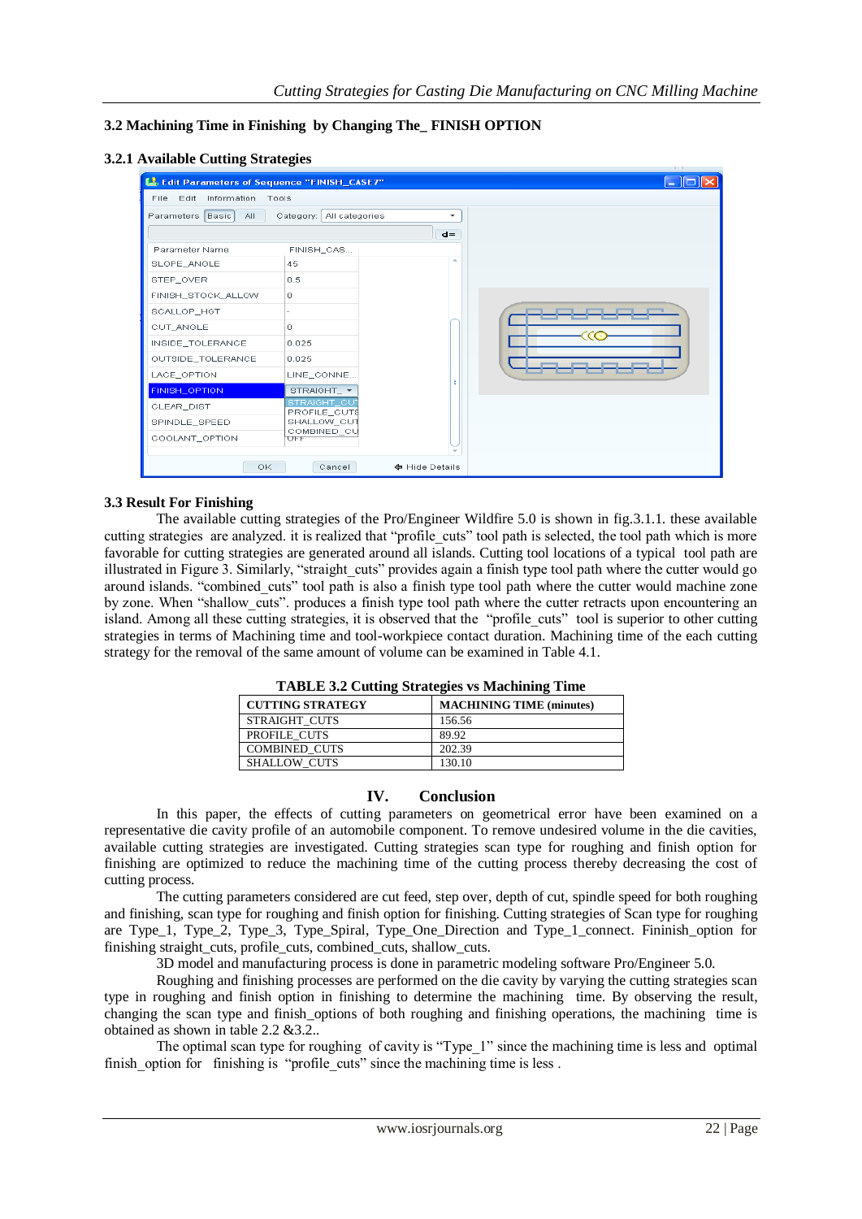### 3.2 Machining Time in Finishing by Changing The_ FINISH OPTION

#### 3.2.1 Available Cutting Strategies

### 3.3 Result For Finishing

The available cutting strategies of the Pro/Engineer Wildfire 5.0 is shown in fig.3.1.1. these available cutting strategies are analyzed. it is realized that "profile_cuts" tool path is selected, the tool path which is more favorable for cutting strategies are generated around all islands. Cutting tool locations of a typical tool path are illustrated in Figure 3. Similarly, "straight_cuts" provides again a finish type tool path where the cutter would go around islands. "combined_cuts" tool path is also a finish type tool path where the cutter would machine zone by zone. When "shallow_cuts". produces a finish type tool path where the cutter retracts upon encountering an island. Among all these cutting strategies, it is observed that the "profile_cuts" tool is superior to other cutting strategies in terms of Machining time and tool-workpiece contact duration. Machining time of the each cutting strategy for the removal of the same amount of volume can be examined in Table 4.1.

**TABLE 3.2 Cutting Strategies vs Machining Time**

| CUTTING STRATEGY | MACHINING TIME (minutes) |
|---|---|
| STRAIGHT_CUTS | 156.56 |
| PROFILE_CUTS | 89.92 |
| COMBINED_CUTS | 202.39 |
| SHALLOW_CUTS | 130.10 |

## IV. Conclusion

In this paper, the effects of cutting parameters on geometrical error have been examined on a representative die cavity profile of an automobile component. To remove undesired volume in the die cavities, available cutting strategies are investigated. Cutting strategies scan type for roughing and finish option for finishing are optimized to reduce the machining time of the cutting process thereby decreasing the cost of cutting process.

The cutting parameters considered are cut feed, step over, depth of cut, spindle speed for both roughing and finishing, scan type for roughing and finish option for finishing. Cutting strategies of Scan type for roughing are Type_1, Type_2, Type_3, Type_Spiral, Type_One_Direction and Type_1_connect. Fininish_option for finishing straight_cuts, profile_cuts, combined_cuts, shallow_cuts.

3D model and manufacturing process is done in parametric modeling software Pro/Engineer 5.0.

Roughing and finishing processes are performed on the die cavity by varying the cutting strategies scan type in roughing and finish option in finishing to determine the machining time. By observing the result, changing the scan type and finish_options of both roughing and finishing operations, the machining time is obtained as shown in table 2.2 &3.2..

The optimal scan type for roughing of cavity is "Type_1" since the machining time is less and optimal finish_option for finishing is "profile_cuts" since the machining time is less .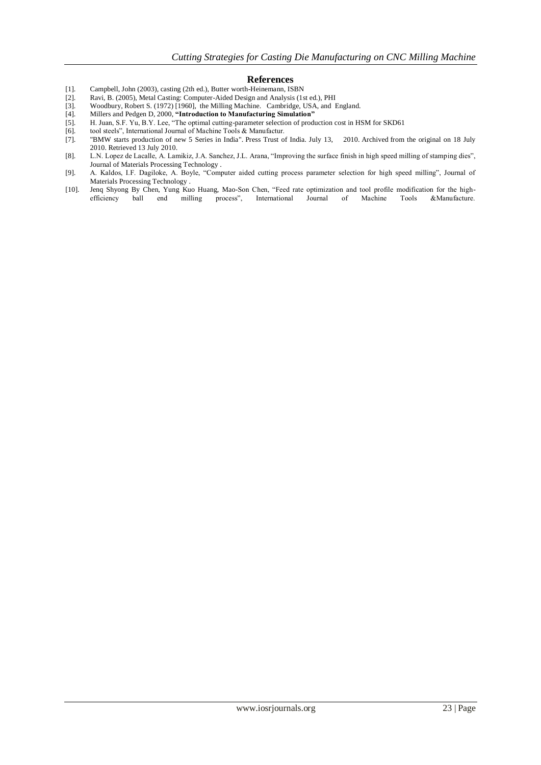## References

[1]. Campbell, John (2003), casting (2th ed.), Butter worth-Heinemann, ISBN
[2]. Ravi, B. (2005), Metal Casting: Computer-Aided Design and Analysis (1st ed.), PHI
[3]. Woodbury, Robert S. (1972) [1960], the Milling Machine. Cambridge, USA, and England.
[4]. Millers and Pedgen D, 2000, **"Introduction to Manufacturing Simulation"**
[5]. H. Juan, S.F. Yu, B.Y. Lee, "The optimal cutting-parameter selection of production cost in HSM for SKD61
[6]. tool steels", International Journal of Machine Tools & Manufactur.
[7]. "BMW starts production of new 5 Series in India". Press Trust of India. July 13, 2010. Archived from the original on 18 July 2010. Retrieved 13 July 2010.
[8]. L.N. Lopez de Lacalle, A. Lamikiz, J.A. Sanchez, J.L. Arana, "Improving the surface finish in high speed milling of stamping dies", Journal of Materials Processing Technology .
[9]. A. Kaldos, I.F. Dagiloke, A. Boyle, "Computer aided cutting process parameter selection for high speed milling", Journal of Materials Processing Technology .
[10]. Jenq Shyong By Chen, Yung Kuo Huang, Mao-Son Chen, "Feed rate optimization and tool profile modification for the high-efficiency ball end milling process", International Journal of Machine Tools &Manufacture.